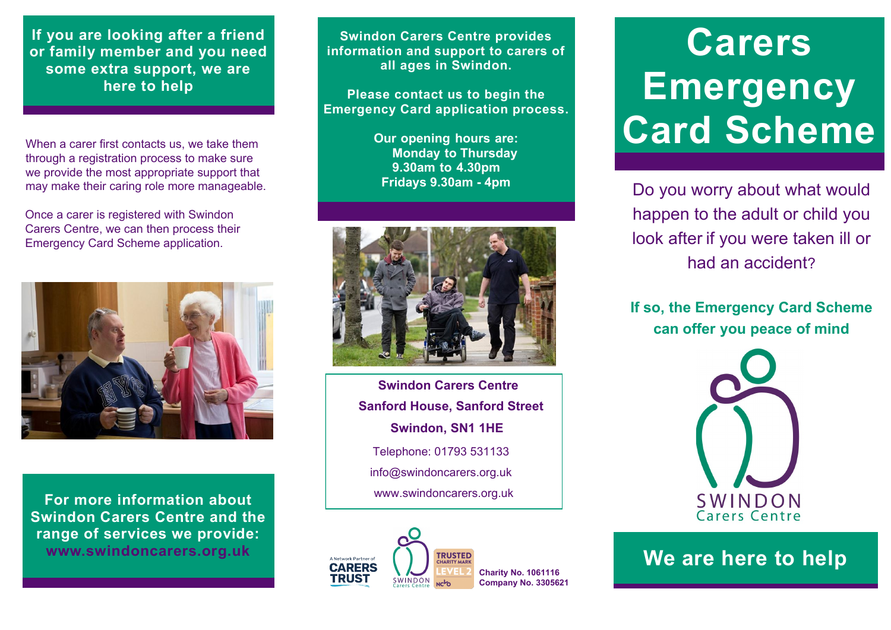**If you are looking after a friend or family member and you need some extra support, we are here to help**

When a carer first contacts us, we take them through a registration process to make sure we provide the most appropriate support that may make their caring role more manageable.

Once a carer is registered with Swindon Carers Centre, we can then process their Emergency Card Scheme application.

**For more information about Swindon Carers Centre and the range of services we provide: www.swindoncarers.org.uk**

**Swindon Carers Centre provides information and support to carers of all ages in Swindon.**

**Please contact us to begin the Emergency Card application process.**

**Our opening hours are:**
**Monday to Thursday**
**9.30am to 4.30pm**
**Fridays 9.30am - 4pm**

**Swindon Carers Centre**
**Sanford House, Sanford Street**
**Swindon, SN1 1HE**
Telephone: 01793 531133
info@swindoncarers.org.uk
www.swindoncarers.org.uk

A Network Partner of CARERS TRUST

SWINDON Carers Centre

TRUSTED CHARITY MARK LEVEL 2 NCVO

**Charity No. 1061116**
**Company No. 3305621**

# Carers Emergency Card Scheme

Do you worry about what would happen to the adult or child you look after if you were taken ill or had an accident?

**If so, the Emergency Card Scheme can offer you peace of mind**

SWINDON Carers Centre

## We are here to help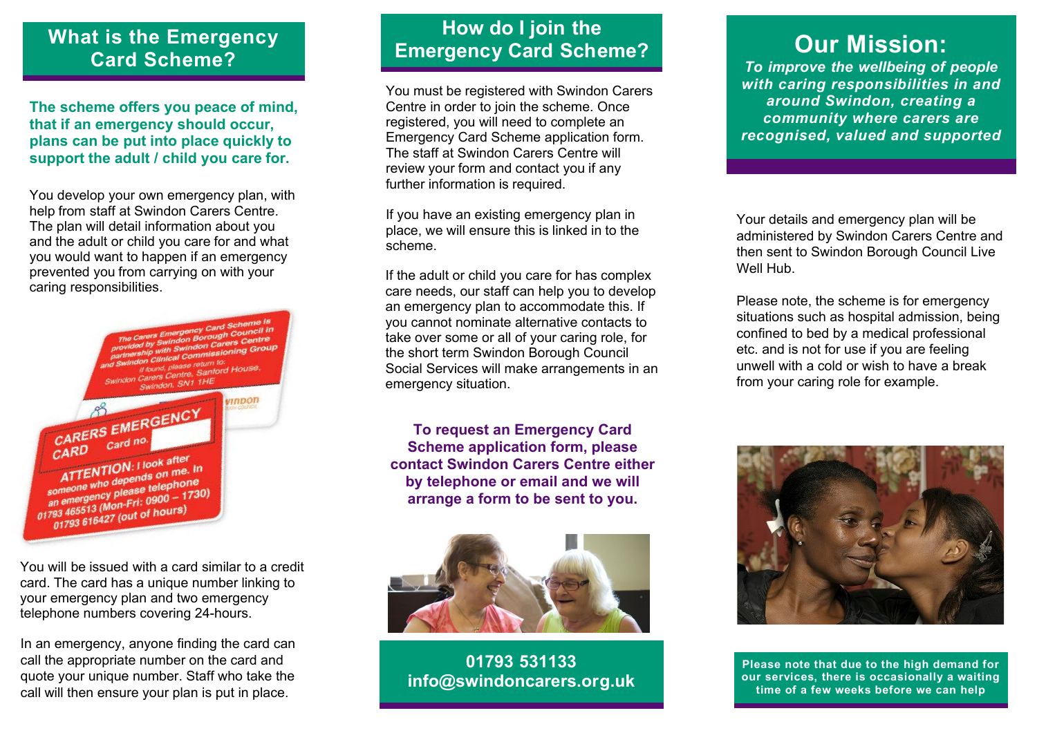## What is the Emergency Card Scheme?

**The scheme offers you peace of mind, that if an emergency should occur, plans can be put into place quickly to support the adult / child you care for.**

You develop your own emergency plan, with help from staff at Swindon Carers Centre. The plan will detail information about you and the adult or child you care for and what you would want to happen if an emergency prevented you from carrying on with your caring responsibilities.

You will be issued with a card similar to a credit card. The card has a unique number linking to your emergency plan and two emergency telephone numbers covering 24-hours.

In an emergency, anyone finding the card can call the appropriate number on the card and quote your unique number. Staff who take the call will then ensure your plan is put in place.

## How do I join the Emergency Card Scheme?

You must be registered with Swindon Carers Centre in order to join the scheme. Once registered, you will need to complete an Emergency Card Scheme application form. The staff at Swindon Carers Centre will review your form and contact you if any further information is required.

If you have an existing emergency plan in place, we will ensure this is linked in to the scheme.

If the adult or child you care for has complex care needs, our staff can help you to develop an emergency plan to accommodate this. If you cannot nominate alternative contacts to take over some or all of your caring role, for the short term Swindon Borough Council Social Services will make arrangements in an emergency situation.

**To request an Emergency Card Scheme application form, please contact Swindon Carers Centre either by telephone or email and we will arrange a form to be sent to you.**

**01793 531133**
**info@swindoncarers.org.uk**

## Our Mission:

***To improve the wellbeing of people with caring responsibilities in and around Swindon, creating a community where carers are recognised, valued and supported***

Your details and emergency plan will be administered by Swindon Carers Centre and then sent to Swindon Borough Council Live Well Hub.

Please note, the scheme is for emergency situations such as hospital admission, being confined to bed by a medical professional etc. and is not for use if you are feeling unwell with a cold or wish to have a break from your caring role for example.

**Please note that due to the high demand for our services, there is occasionally a waiting time of a few weeks before we can help**